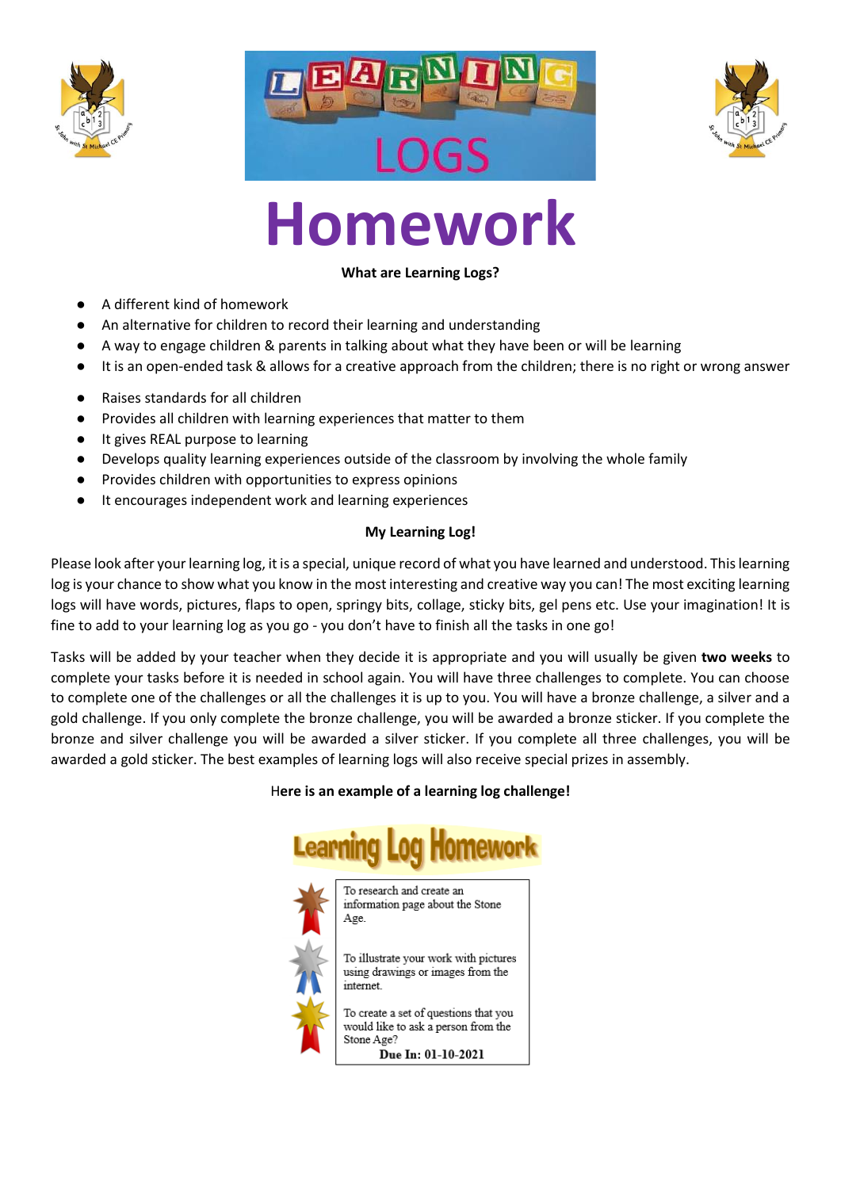# LEARNING LOGS

# Homework

**What are Learning Logs?**

- A different kind of homework
- An alternative for children to record their learning and understanding
- A way to engage children & parents in talking about what they have been or will be learning
- It is an open-ended task & allows for a creative approach from the children; there is no right or wrong answer

- Raises standards for all children
- Provides all children with learning experiences that matter to them
- It gives REAL purpose to learning
- Develops quality learning experiences outside of the classroom by involving the whole family
- Provides children with opportunities to express opinions
- It encourages independent work and learning experiences

**My Learning Log!**

Please look after your learning log, it is a special, unique record of what you have learned and understood. This learning log is your chance to show what you know in the most interesting and creative way you can! The most exciting learning logs will have words, pictures, flaps to open, springy bits, collage, sticky bits, gel pens etc. Use your imagination! It is fine to add to your learning log as you go - you don't have to finish all the tasks in one go!

Tasks will be added by your teacher when they decide it is appropriate and you will usually be given **two weeks** to complete your tasks before it is needed in school again. You will have three challenges to complete. You can choose to complete one of the challenges or all the challenges it is up to you. You will have a bronze challenge, a silver and a gold challenge. If you only complete the bronze challenge, you will be awarded a bronze sticker. If you complete the bronze and silver challenge you will be awarded a silver sticker. If you complete all three challenges, you will be awarded a gold sticker. The best examples of learning logs will also receive special prizes in assembly.

**Here is an example of a learning log challenge!**

**Learning Log Homework**

| | |
|---|---|
| Bronze | To research and create an information page about the Stone Age. |
| Silver | To illustrate your work with pictures using drawings or images from the internet. |
| Gold | To create a set of questions that you would like to ask a person from the Stone Age? |
| | **Due In: 01-10-2021** |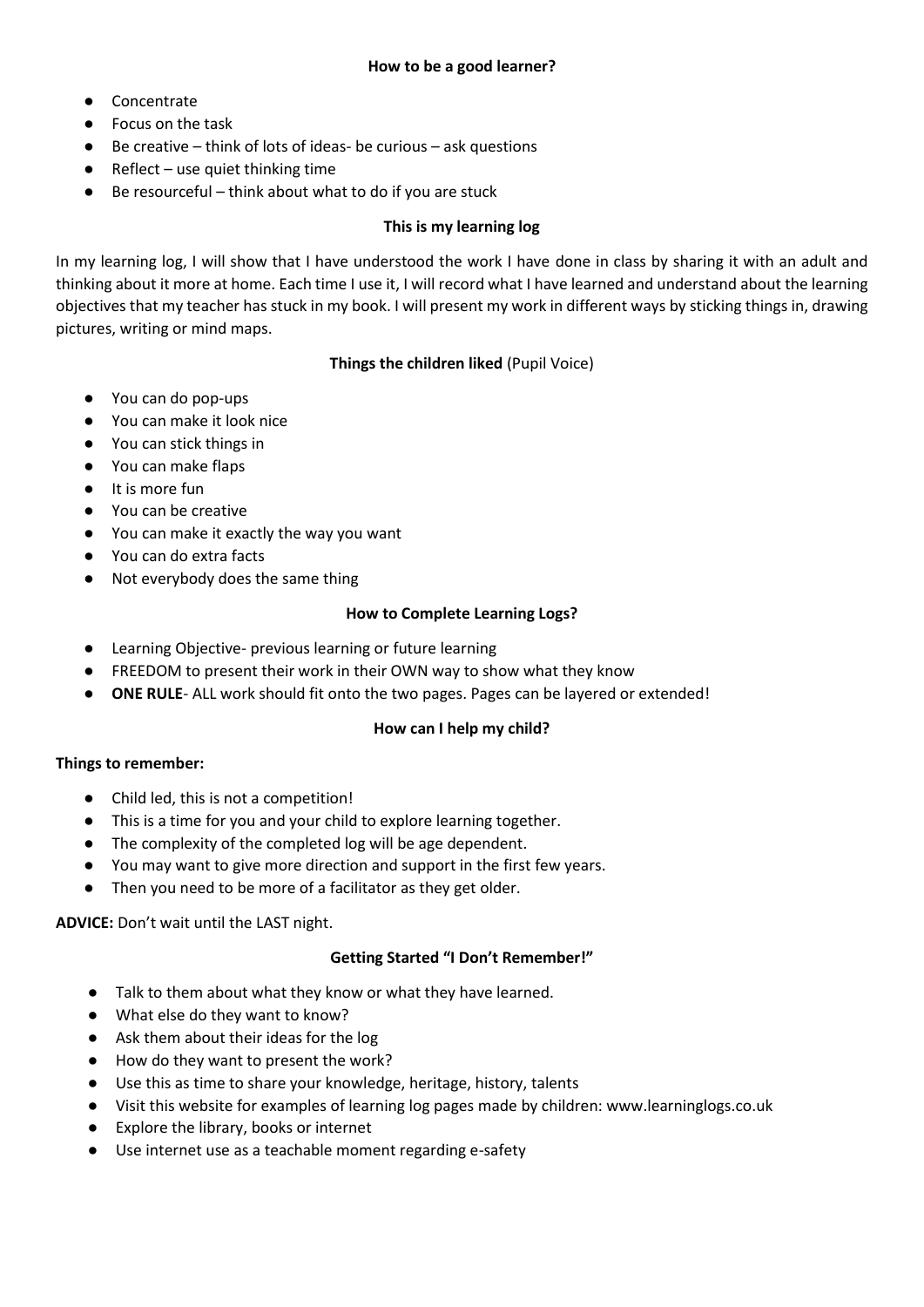## How to be a good learner?

- Concentrate
- Focus on the task
- Be creative – think of lots of ideas- be curious – ask questions
- Reflect – use quiet thinking time
- Be resourceful – think about what to do if you are stuck

## This is my learning log

In my learning log, I will show that I have understood the work I have done in class by sharing it with an adult and thinking about it more at home. Each time I use it, I will record what I have learned and understand about the learning objectives that my teacher has stuck in my book. I will present my work in different ways by sticking things in, drawing pictures, writing or mind maps.

## Things the children liked (Pupil Voice)

- You can do pop-ups
- You can make it look nice
- You can stick things in
- You can make flaps
- It is more fun
- You can be creative
- You can make it exactly the way you want
- You can do extra facts
- Not everybody does the same thing

## How to Complete Learning Logs?

- Learning Objective- previous learning or future learning
- FREEDOM to present their work in their OWN way to show what they know
- **ONE RULE**- ALL work should fit onto the two pages. Pages can be layered or extended!

## How can I help my child?

**Things to remember:**

- Child led, this is not a competition!
- This is a time for you and your child to explore learning together.
- The complexity of the completed log will be age dependent.
- You may want to give more direction and support in the first few years.
- Then you need to be more of a facilitator as they get older.

**ADVICE:** Don't wait until the LAST night.

## Getting Started "I Don't Remember!"

- Talk to them about what they know or what they have learned.
- What else do they want to know?
- Ask them about their ideas for the log
- How do they want to present the work?
- Use this as time to share your knowledge, heritage, history, talents
- Visit this website for examples of learning log pages made by children: www.learninglogs.co.uk
- Explore the library, books or internet
- Use internet use as a teachable moment regarding e-safety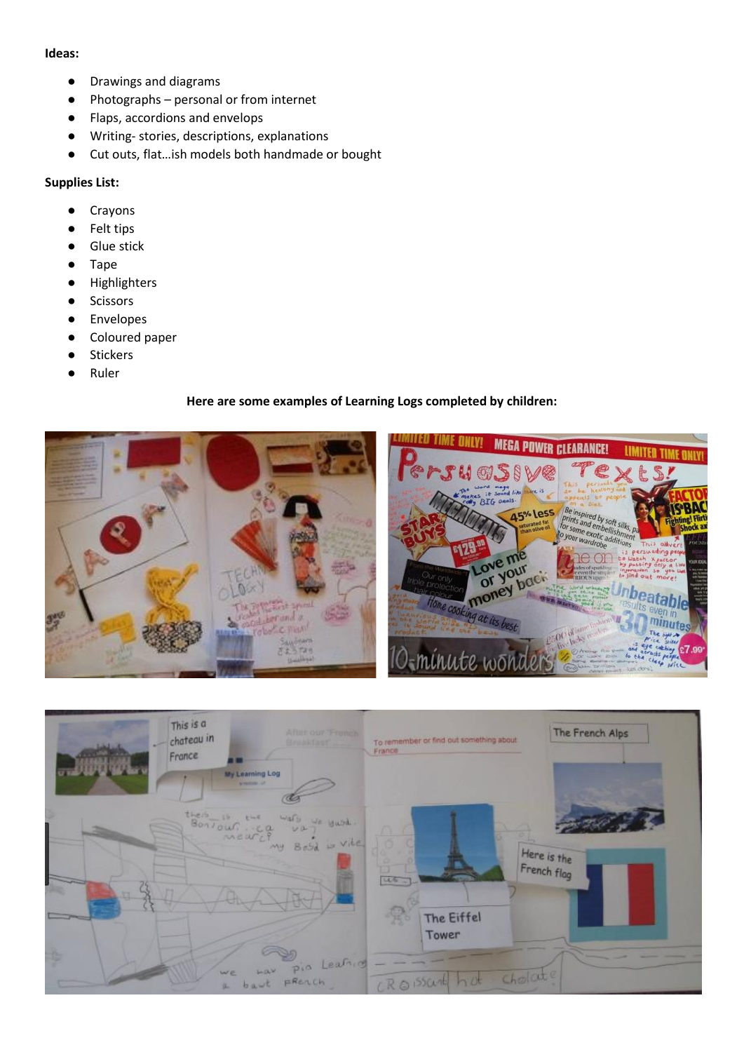**Ideas:**

- Drawings and diagrams
- Photographs – personal or from internet
- Flaps, accordions and envelops
- Writing- stories, descriptions, explanations
- Cut outs, flat…ish models both handmade or bought

**Supplies List:**

- Crayons
- Felt tips
- Glue stick
- Tape
- Highlighters
- Scissors
- Envelopes
- Coloured paper
- Stickers
- Ruler

**Here are some examples of Learning Logs completed by children:**